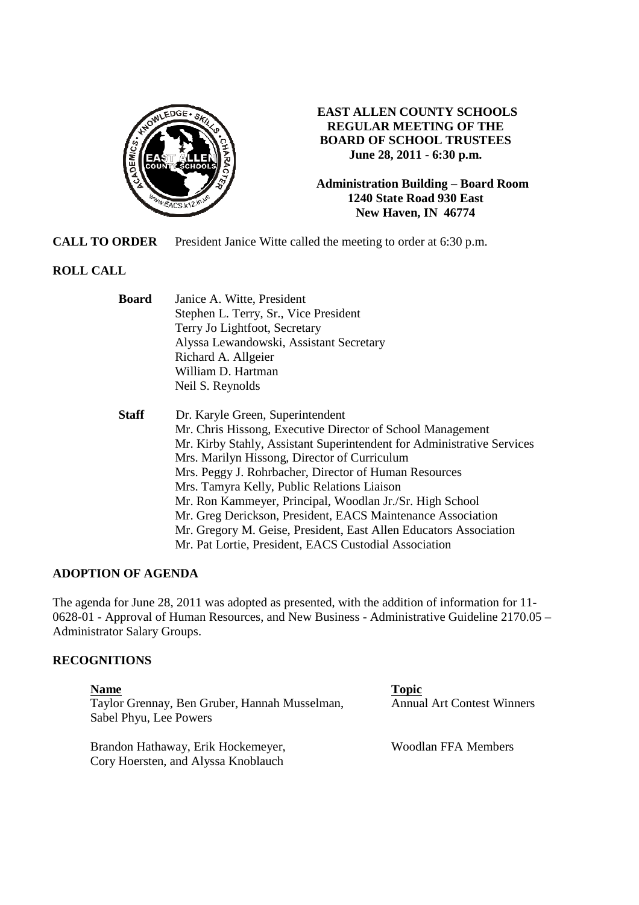**EAST ALLEN COUNTY SCHOOLS**
**REGULAR MEETING OF THE**
**BOARD OF SCHOOL TRUSTEES**
**June 28, 2011 - 6:30 p.m.**

**Administration Building – Board Room**
**1240 State Road 930 East**
**New Haven, IN 46774**

**CALL TO ORDER** President Janice Witte called the meeting to order at 6:30 p.m.

**ROLL CALL**

**Board**
Janice A. Witte, President
Stephen L. Terry, Sr., Vice President
Terry Jo Lightfoot, Secretary
Alyssa Lewandowski, Assistant Secretary
Richard A. Allgeier
William D. Hartman
Neil S. Reynolds

**Staff**
Dr. Karyle Green, Superintendent
Mr. Chris Hissong, Executive Director of School Management
Mr. Kirby Stahly, Assistant Superintendent for Administrative Services
Mrs. Marilyn Hissong, Director of Curriculum
Mrs. Peggy J. Rohrbacher, Director of Human Resources
Mrs. Tamyra Kelly, Public Relations Liaison
Mr. Ron Kammeyer, Principal, Woodlan Jr./Sr. High School
Mr. Greg Derickson, President, EACS Maintenance Association
Mr. Gregory M. Geise, President, East Allen Educators Association
Mr. Pat Lortie, President, EACS Custodial Association

**ADOPTION OF AGENDA**

The agenda for June 28, 2011 was adopted as presented, with the addition of information for 11-0628-01 - Approval of Human Resources, and New Business - Administrative Guideline 2170.05 – Administrator Salary Groups.

**RECOGNITIONS**

| Name | Topic |
|---|---|
| Taylor Grennay, Ben Gruber, Hannah Musselman, Sabel Phyu, Lee Powers | Annual Art Contest Winners |
| Brandon Hathaway, Erik Hockemeyer, Cory Hoersten, and Alyssa Knoblauch | Woodlan FFA Members |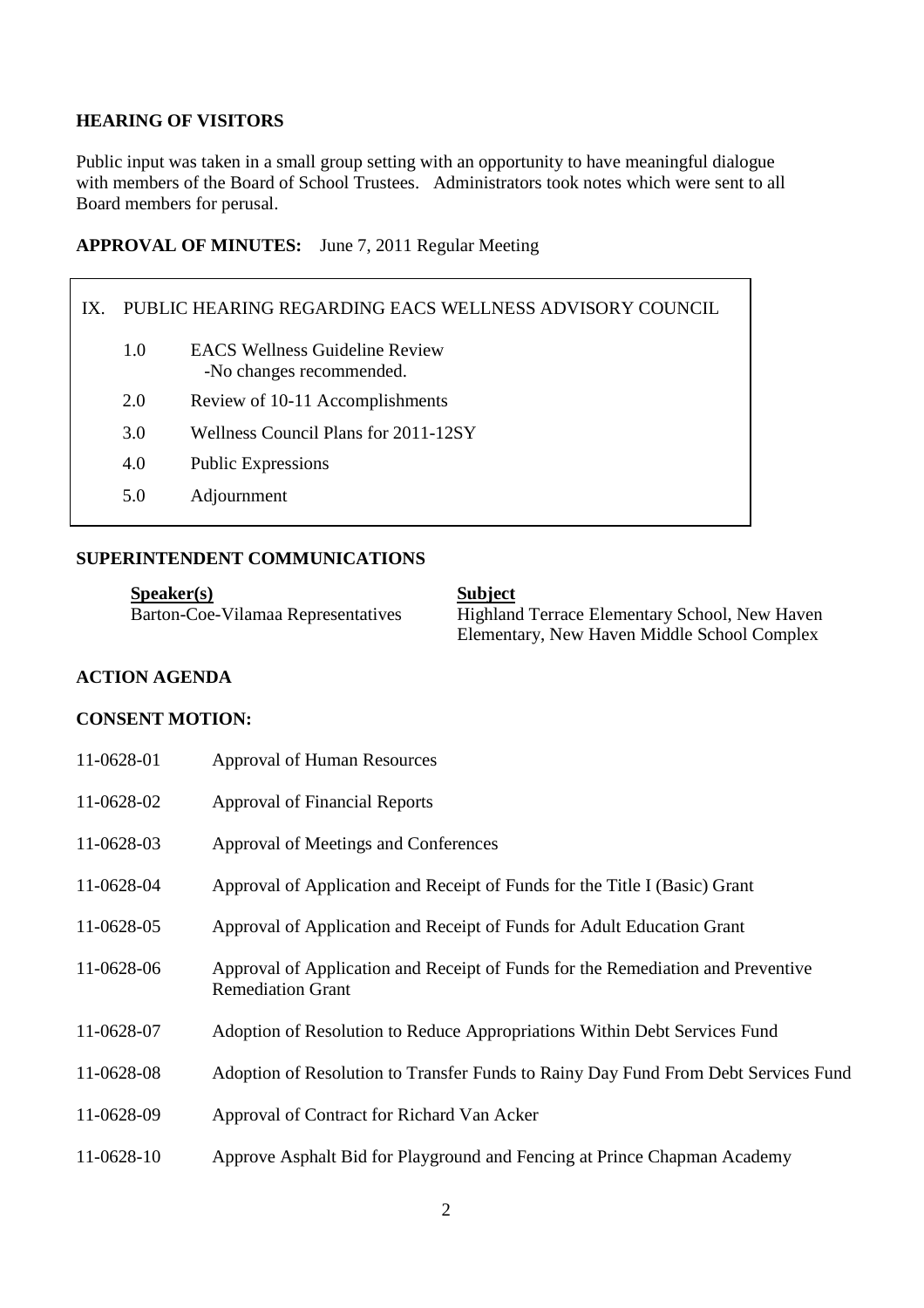## HEARING OF VISITORS

Public input was taken in a small group setting with an opportunity to have meaningful dialogue with members of the Board of School Trustees. Administrators took notes which were sent to all Board members for perusal.

**APPROVAL OF MINUTES:** June 7, 2011 Regular Meeting

IX. PUBLIC HEARING REGARDING EACS WELLNESS ADVISORY COUNCIL

- 1.0 EACS Wellness Guideline Review
  - -No changes recommended.
- 2.0 Review of 10-11 Accomplishments
- 3.0 Wellness Council Plans for 2011-12SY
- 4.0 Public Expressions
- 5.0 Adjournment

## SUPERINTENDENT COMMUNICATIONS

| Speaker(s) | Subject |
|---|---|
| Barton-Coe-Vilamaa Representatives | Highland Terrace Elementary School, New Haven Elementary, New Haven Middle School Complex |

## ACTION AGENDA

## CONSENT MOTION:

| | |
|---|---|
| 11-0628-01 | Approval of Human Resources |
| 11-0628-02 | Approval of Financial Reports |
| 11-0628-03 | Approval of Meetings and Conferences |
| 11-0628-04 | Approval of Application and Receipt of Funds for the Title I (Basic) Grant |
| 11-0628-05 | Approval of Application and Receipt of Funds for Adult Education Grant |
| 11-0628-06 | Approval of Application and Receipt of Funds for the Remediation and Preventive Remediation Grant |
| 11-0628-07 | Adoption of Resolution to Reduce Appropriations Within Debt Services Fund |
| 11-0628-08 | Adoption of Resolution to Transfer Funds to Rainy Day Fund From Debt Services Fund |
| 11-0628-09 | Approval of Contract for Richard Van Acker |
| 11-0628-10 | Approve Asphalt Bid for Playground and Fencing at Prince Chapman Academy |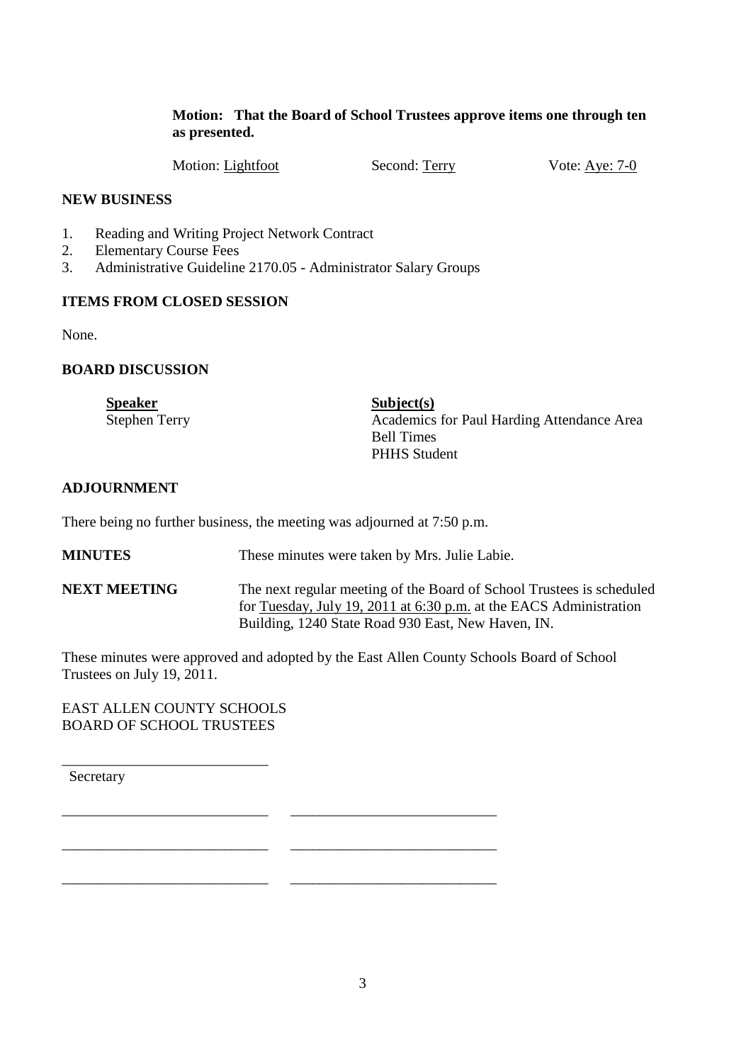**Motion: That the Board of School Trustees approve items one through ten as presented.**

Motion: Lightfoot Second: Terry Vote: Aye: 7-0

## NEW BUSINESS

1. Reading and Writing Project Network Contract
2. Elementary Course Fees
3. Administrative Guideline 2170.05 - Administrator Salary Groups

## ITEMS FROM CLOSED SESSION

None.

## BOARD DISCUSSION

| Speaker | Subject(s) |
|---|---|
| Stephen Terry | Academics for Paul Harding Attendance Area |
| | Bell Times |
| | PHHS Student |

## ADJOURNMENT

There being no further business, the meeting was adjourned at 7:50 p.m.

**MINUTES** These minutes were taken by Mrs. Julie Labie.

**NEXT MEETING** The next regular meeting of the Board of School Trustees is scheduled for Tuesday, July 19, 2011 at 6:30 p.m. at the EACS Administration Building, 1240 State Road 930 East, New Haven, IN.

These minutes were approved and adopted by the East Allen County Schools Board of School Trustees on July 19, 2011.

EAST ALLEN COUNTY SCHOOLS
BOARD OF SCHOOL TRUSTEES

____________________________
Secretary

____________________________ ____________________________

____________________________ ____________________________

____________________________ ____________________________